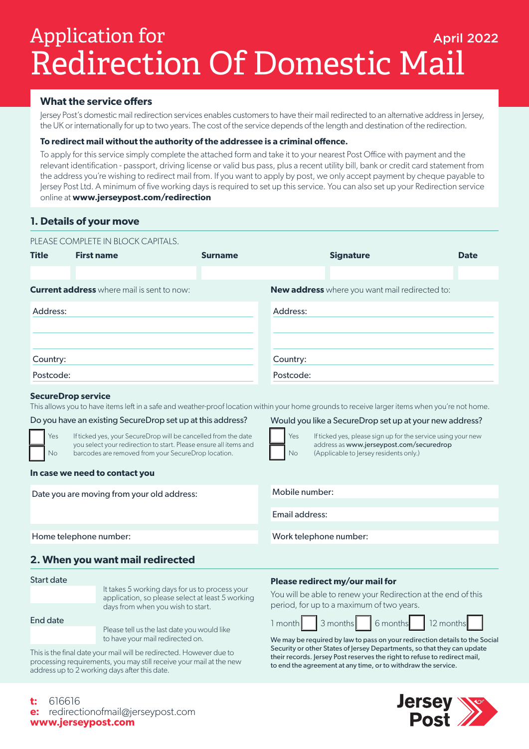# Application for Redirection Of Domestic Mail

April 2022

## What the service offers

Jersey Post's domestic mail redirection services enables customers to have their mail redirected to an alternative address in Jersey, the UK or internationally for up to two years. The cost of the service depends of the length and destination of the redirection.

**To redirect mail without the authority of the addressee is a criminal offence.**

To apply for this service simply complete the attached form and take it to your nearest Post Office with payment and the relevant identification - passport, driving license or valid bus pass, plus a recent utility bill, bank or credit card statement from the address you're wishing to redirect mail from. If you want to apply by post, we only accept payment by cheque payable to Jersey Post Ltd. A minimum of five working days is required to set up this service. You can also set up your Redirection service online at **www.jerseypost.com/redirection**

## 1. Details of your move

PLEASE COMPLETE IN BLOCK CAPITALS.

| Title | First name | Surname | Signature | Date |
|---|---|---|---|---|
| | | | | |

**Current address** where mail is sent to now:

Address:

Country:

Postcode:

**New address** where you want mail redirected to:

Address:

Country:

Postcode:

### SecureDrop service

This allows you to have items left in a safe and weather-proof location within your home grounds to receive larger items when you're not home.

Do you have an existing SecureDrop set up at this address?

☐ Yes
☐ No

If ticked yes, your SecureDrop will be cancelled from the date you select your redirection to start. Please ensure all items and barcodes are removed from your SecureDrop location.

Would you like a SecureDrop set up at your new address?

☐ Yes
☐ No

If ticked yes, please sign up for the service using your new address as **www.jerseypost.com/securedrop** (Applicable to Jersey residents only.)

### In case we need to contact you

Date you are moving from your old address:

Mobile number:

Email address:

Home telephone number:

Work telephone number:

## 2. When you want mail redirected

Start date

It takes 5 working days for us to process your application, so please select at least 5 working days from when you wish to start.

End date

Please tell us the last date you would like to have your mail redirected on.

This is the final date your mail will be redirected. However due to processing requirements, you may still receive your mail at the new address up to 2 working days after this date.

**Please redirect my/our mail for**

You will be able to renew your Redirection at the end of this period, for up to a maximum of two years.

1 month ☐ 3 months ☐ 6 months ☐ 12 months ☐

**We may be required by law to pass on your redirection details to the Social Security or other States of Jersey Departments, so that they can update their records. Jersey Post reserves the right to refuse to redirect mail, to end the agreement at any time, or to withdraw the service.**

**t:** 616616
**e:** redirectionofmail@jerseypost.com
**www.jerseypost.com**

Jersey Post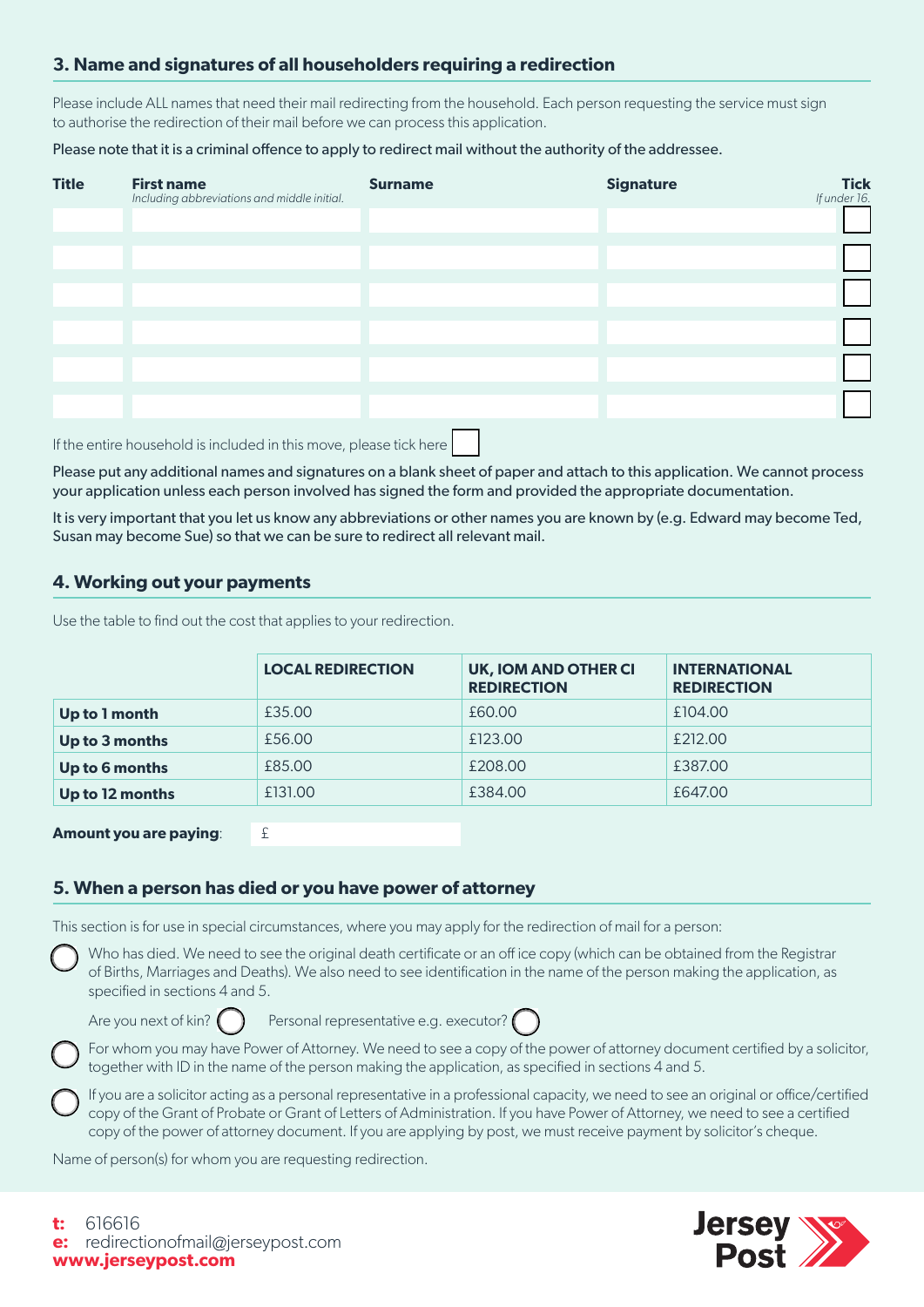## 3. Name and signatures of all householders requiring a redirection

Please include ALL names that need their mail redirecting from the household. Each person requesting the service must sign to authorise the redirection of their mail before we can process this application.

Please note that it is a criminal offence to apply to redirect mail without the authority of the addressee.

| Title | First name *Including abbreviations and middle initial.* | Surname | Signature | Tick *If under 16.* |
|---|---|---|---|---|
| | | | | ☐ |
| | | | | ☐ |
| | | | | ☐ |
| | | | | ☐ |
| | | | | ☐ |
| | | | | ☐ |

If the entire household is included in this move, please tick here ☐

Please put any additional names and signatures on a blank sheet of paper and attach to this application. We cannot process your application unless each person involved has signed the form and provided the appropriate documentation.

It is very important that you let us know any abbreviations or other names you are known by (e.g. Edward may become Ted, Susan may become Sue) so that we can be sure to redirect all relevant mail.

## 4. Working out your payments

Use the table to find out the cost that applies to your redirection.

| | LOCAL REDIRECTION | UK, IOM AND OTHER CI REDIRECTION | INTERNATIONAL REDIRECTION |
|---|---|---|---|
| **Up to 1 month** | £35.00 | £60.00 | £104.00 |
| **Up to 3 months** | £56.00 | £123.00 | £212.00 |
| **Up to 6 months** | £85.00 | £208.00 | £387.00 |
| **Up to 12 months** | £131.00 | £384.00 | £647.00 |

**Amount you are paying**: £

## 5. When a person has died or you have power of attorney

This section is for use in special circumstances, where you may apply for the redirection of mail for a person:

◯ Who has died. We need to see the original death certificate or an off ice copy (which can be obtained from the Registrar of Births, Marriages and Deaths). We also need to see identification in the name of the person making the application, as specified in sections 4 and 5.

Are you next of kin? ◯ Personal representative e.g. executor? ◯

◯ For whom you may have Power of Attorney. We need to see a copy of the power of attorney document certified by a solicitor, together with ID in the name of the person making the application, as specified in sections 4 and 5.

◯ If you are a solicitor acting as a personal representative in a professional capacity, we need to see an original or office/certified copy of the Grant of Probate or Grant of Letters of Administration. If you have Power of Attorney, we need to see a certified copy of the power of attorney document. If you are applying by post, we must receive payment by solicitor's cheque.

Name of person(s) for whom you are requesting redirection.

**t:** 616616
**e:** redirectionofmail@jerseypost.com
**www.jerseypost.com**

Jersey Post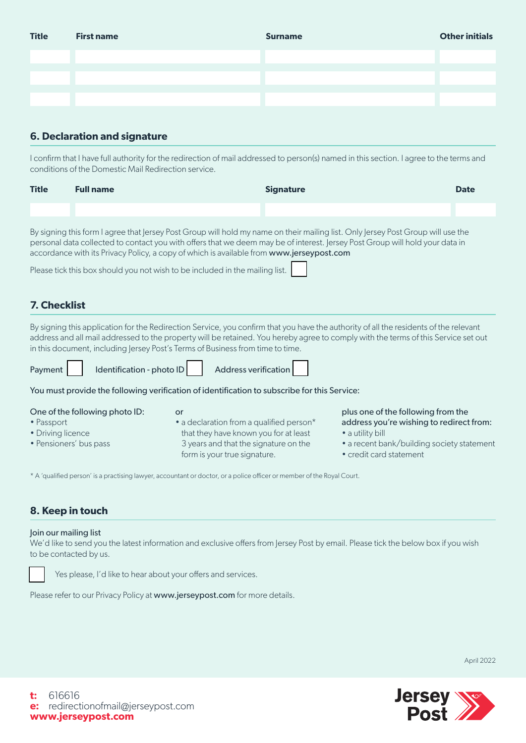| Title | First name | Surname | Other initials |
|---|---|---|---|
| | | | |
| | | | |
| | | | |

## 6. Declaration and signature

I confirm that I have full authority for the redirection of mail addressed to person(s) named in this section. I agree to the terms and conditions of the Domestic Mail Redirection service.

| Title | Full name | Signature | Date |
|---|---|---|---|
| | | | |

By signing this form I agree that Jersey Post Group will hold my name on their mailing list. Only Jersey Post Group will use the personal data collected to contact you with offers that we deem may be of interest. Jersey Post Group will hold your data in accordance with its Privacy Policy, a copy of which is available from **www.jerseypost.com**

Please tick this box should you not wish to be included in the mailing list. ☐

## 7. Checklist

By signing this application for the Redirection Service, you confirm that you have the authority of all the residents of the relevant address and all mail addressed to the property will be retained. You hereby agree to comply with the terms of this Service set out in this document, including Jersey Post's Terms of Business from time to time.

Payment ☐ Identification - photo ID ☐ Address verification ☐

You must provide the following verification of identification to subscribe for this Service:

One of the following photo ID:
- Passport
- Driving licence
- Pensioners' bus pass

or
- a declaration from a qualified person* that they have known you for at least 3 years and that the signature on the form is your true signature.

plus one of the following from the address you're wishing to redirect from:
- a utility bill
- a recent bank/building society statement
- credit card statement

* A 'qualified person' is a practising lawyer, accountant or doctor, or a police officer or member of the Royal Court.

## 8. Keep in touch

Join our mailing list
We'd like to send you the latest information and exclusive offers from Jersey Post by email. Please tick the below box if you wish to be contacted by us.

☐ Yes please, I'd like to hear about your offers and services.

Please refer to our Privacy Policy at **www.jerseypost.com** for more details.

April 2022

**t:** 616616
**e:** redirectionofmail@jerseypost.com
**www.jerseypost.com**

Jersey Post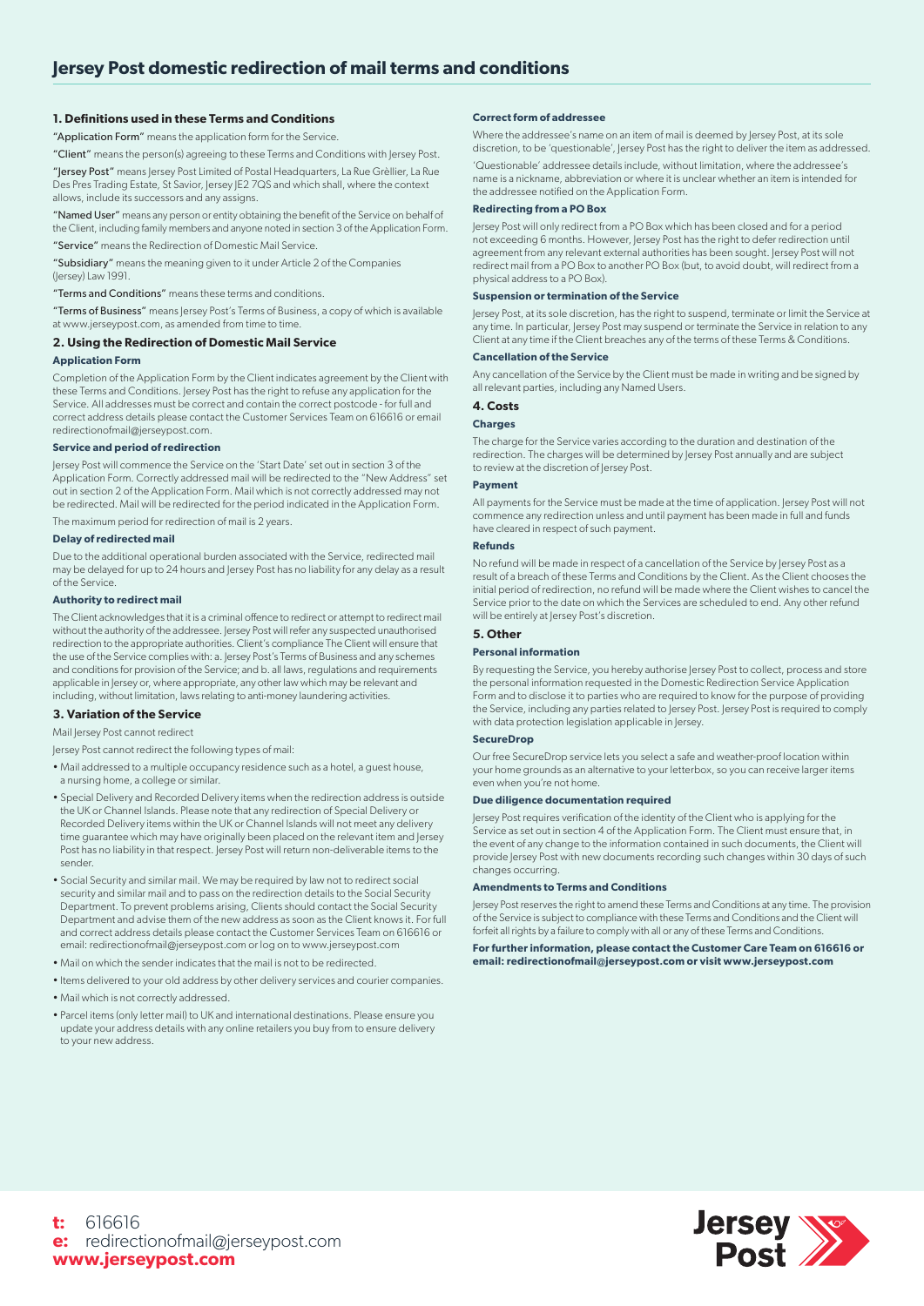# Jersey Post domestic redirection of mail terms and conditions

## 1. Definitions used in these Terms and Conditions

"Application Form" means the application form for the Service.

"Client" means the person(s) agreeing to these Terms and Conditions with Jersey Post.

"Jersey Post" means Jersey Post Limited of Postal Headquarters, La Rue Grèllier, La Rue Des Pres Trading Estate, St Savior, Jersey JE2 7QS and which shall, where the context allows, include its successors and any assigns.

"Named User" means any person or entity obtaining the benefit of the Service on behalf of the Client, including family members and anyone noted in section 3 of the Application Form.

"Service" means the Redirection of Domestic Mail Service.

"Subsidiary" means the meaning given to it under Article 2 of the Companies (Jersey) Law 1991.

"Terms and Conditions" means these terms and conditions.

"Terms of Business" means Jersey Post's Terms of Business, a copy of which is available at www.jerseypost.com, as amended from time to time.

## 2. Using the Redirection of Domestic Mail Service

### Application Form

Completion of the Application Form by the Client indicates agreement by the Client with these Terms and Conditions. Jersey Post has the right to refuse any application for the Service. All addresses must be correct and contain the correct postcode - for full and correct address details please contact the Customer Services Team on 616616 or email redirectionofmail@jerseypost.com.

### Service and period of redirection

Jersey Post will commence the Service on the 'Start Date' set out in section 3 of the Application Form. Correctly addressed mail will be redirected to the "New Address" set out in section 2 of the Application Form. Mail which is not correctly addressed may not be redirected. Mail will be redirected for the period indicated in the Application Form.

The maximum period for redirection of mail is 2 years.

### Delay of redirected mail

Due to the additional operational burden associated with the Service, redirected mail may be delayed for up to 24 hours and Jersey Post has no liability for any delay as a result of the Service.

### Authority to redirect mail

The Client acknowledges that it is a criminal offence to redirect or attempt to redirect mail without the authority of the addressee. Jersey Post will refer any suspected unauthorised redirection to the appropriate authorities. Client's compliance The Client will ensure that the use of the Service complies with: a. Jersey Post's Terms of Business and any schemes and conditions for provision of the Service; and b. all laws, regulations and requirements applicable in Jersey or, where appropriate, any other law which may be relevant and including, without limitation, laws relating to anti-money laundering activities.

## 3. Variation of the Service

Mail Jersey Post cannot redirect

Jersey Post cannot redirect the following types of mail:

- Mail addressed to a multiple occupancy residence such as a hotel, a guest house, a nursing home, a college or similar.
- Special Delivery and Recorded Delivery items when the redirection address is outside the UK or Channel Islands. Please note that any redirection of Special Delivery or Recorded Delivery items within the UK or Channel Islands will not meet any delivery time guarantee which may have originally been placed on the relevant item and Jersey Post has no liability in that respect. Jersey Post will return non-deliverable items to the sender.
- Social Security and similar mail. We may be required by law not to redirect social security and similar mail and to pass on the redirection details to the Social Security Department. To prevent problems arising, Clients should contact the Social Security Department and advise them of the new address as soon as the Client knows it. For full and correct address details please contact the Customer Services Team on 616616 or email: redirectionofmail@jerseypost.com or log on to www.jerseypost.com
- Mail on which the sender indicates that the mail is not to be redirected.
- Items delivered to your old address by other delivery services and courier companies.
- Mail which is not correctly addressed.
- Parcel items (only letter mail) to UK and international destinations. Please ensure you update your address details with any online retailers you buy from to ensure delivery to your new address.

### Correct form of addressee

Where the addressee's name on an item of mail is deemed by Jersey Post, at its sole discretion, to be 'questionable', Jersey Post has the right to deliver the item as addressed.

'Questionable' addressee details include, without limitation, where the addressee's name is a nickname, abbreviation or where it is unclear whether an item is intended for the addressee notified on the Application Form.

### Redirecting from a PO Box

Jersey Post will only redirect from a PO Box which has been closed and for a period not exceeding 6 months. However, Jersey Post has the right to defer redirection until agreement from any relevant external authorities has been sought. Jersey Post will not redirect mail from a PO Box to another PO Box (but, to avoid doubt, will redirect from a physical address to a PO Box).

### Suspension or termination of the Service

Jersey Post, at its sole discretion, has the right to suspend, terminate or limit the Service at any time. In particular, Jersey Post may suspend or terminate the Service in relation to any Client at any time if the Client breaches any of the terms of these Terms & Conditions.

### Cancellation of the Service

Any cancellation of the Service by the Client must be made in writing and be signed by all relevant parties, including any Named Users.

## 4. Costs

### Charges

The charge for the Service varies according to the duration and destination of the redirection. The charges will be determined by Jersey Post annually and are subject to review at the discretion of Jersey Post.

### Payment

All payments for the Service must be made at the time of application. Jersey Post will not commence any redirection unless and until payment has been made in full and funds have cleared in respect of such payment.

### Refunds

No refund will be made in respect of a cancellation of the Service by Jersey Post as a result of a breach of these Terms and Conditions by the Client. As the Client chooses the initial period of redirection, no refund will be made where the Client wishes to cancel the Service prior to the date on which the Services are scheduled to end. Any other refund will be entirely at Jersey Post's discretion.

## 5. Other

### Personal information

By requesting the Service, you hereby authorise Jersey Post to collect, process and store the personal information requested in the Domestic Redirection Service Application Form and to disclose it to parties who are required to know for the purpose of providing the Service, including any parties related to Jersey Post. Jersey Post is required to comply with data protection legislation applicable in Jersey.

### SecureDrop

Our free SecureDrop service lets you select a safe and weather-proof location within your home grounds as an alternative to your letterbox, so you can receive larger items even when you're not home.

### Due diligence documentation required

Jersey Post requires verification of the identity of the Client who is applying for the Service as set out in section 4 of the Application Form. The Client must ensure that, in the event of any change to the information contained in such documents, the Client will provide Jersey Post with new documents recording such changes within 30 days of such changes occurring.

### Amendments to Terms and Conditions

Jersey Post reserves the right to amend these Terms and Conditions at any time. The provision of the Service is subject to compliance with these Terms and Conditions and the Client will forfeit all rights by a failure to comply with all or any of these Terms and Conditions.

**For further information, please contact the Customer Care Team on 616616 or email: redirectionofmail@jerseypost.com or visit www.jerseypost.com**

**t:** 616616
**e:** redirectionofmail@jerseypost.com
**www.jerseypost.com**

Jersey Post